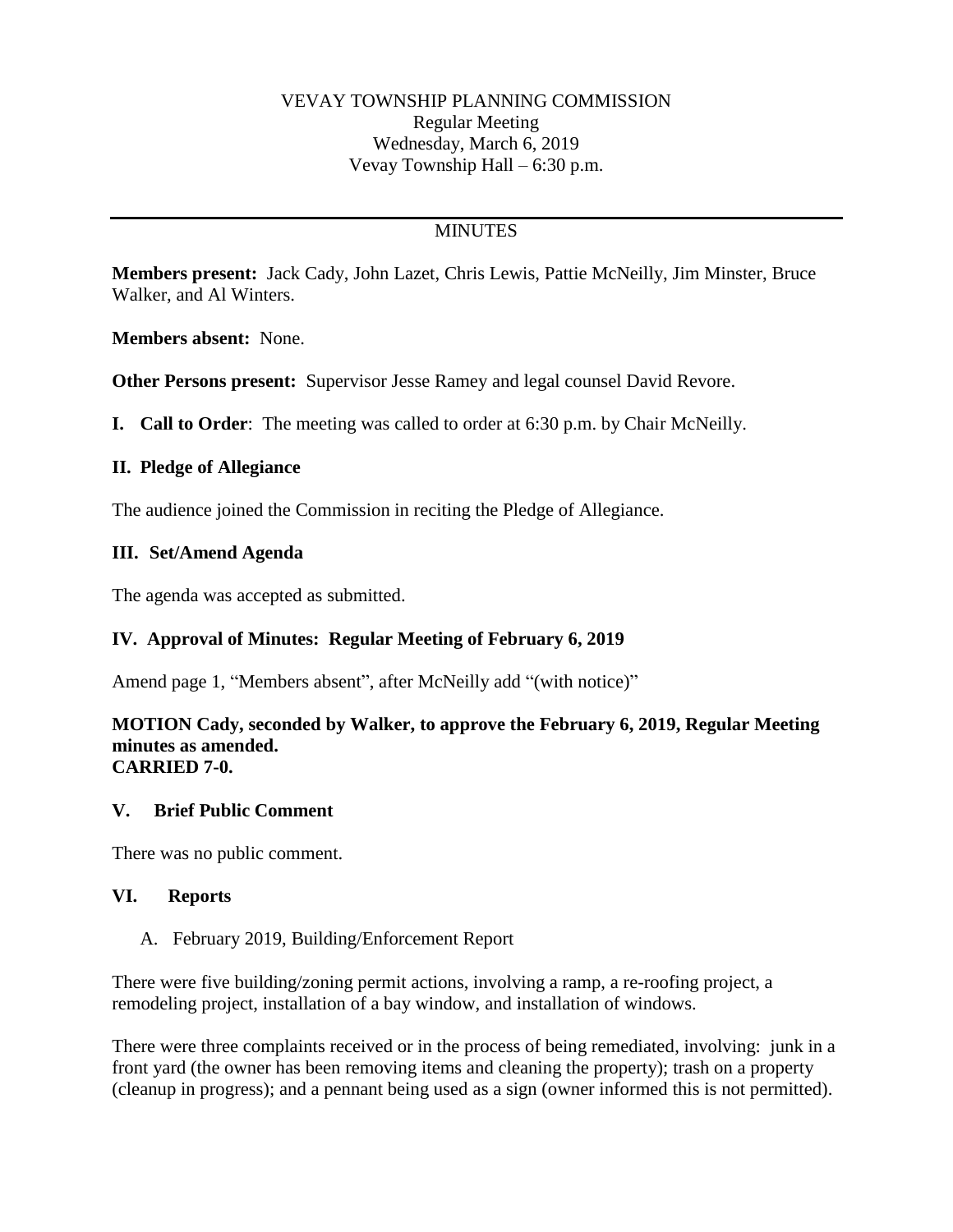VEVAY TOWNSHIP PLANNING COMMISSION
Regular Meeting
Wednesday, March 6, 2019
Vevay Township Hall – 6:30 p.m.

---

MINUTES

**Members present:** Jack Cady, John Lazet, Chris Lewis, Pattie McNeilly, Jim Minster, Bruce Walker, and Al Winters.

**Members absent:** None.

**Other Persons present:** Supervisor Jesse Ramey and legal counsel David Revore.

**I. Call to Order**: The meeting was called to order at 6:30 p.m. by Chair McNeilly.

**II. Pledge of Allegiance**

The audience joined the Commission in reciting the Pledge of Allegiance.

**III. Set/Amend Agenda**

The agenda was accepted as submitted.

**IV. Approval of Minutes: Regular Meeting of February 6, 2019**

Amend page 1, "Members absent", after McNeilly add "(with notice)"

**MOTION Cady, seconded by Walker, to approve the February 6, 2019, Regular Meeting minutes as amended.**
**CARRIED 7-0.**

**V. Brief Public Comment**

There was no public comment.

**VI. Reports**

A. February 2019, Building/Enforcement Report

There were five building/zoning permit actions, involving a ramp, a re-roofing project, a remodeling project, installation of a bay window, and installation of windows.

There were three complaints received or in the process of being remediated, involving: junk in a front yard (the owner has been removing items and cleaning the property); trash on a property (cleanup in progress); and a pennant being used as a sign (owner informed this is not permitted).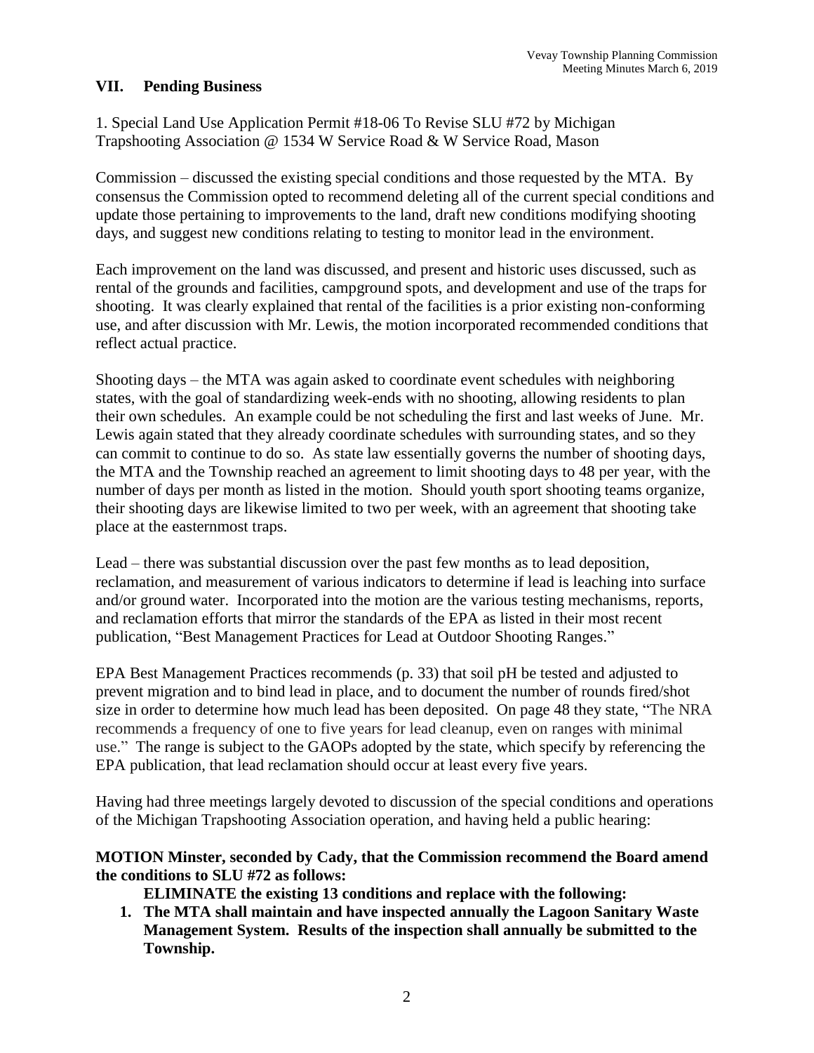## VII. Pending Business

1. Special Land Use Application Permit #18-06 To Revise SLU #72 by Michigan Trapshooting Association @ 1534 W Service Road & W Service Road, Mason

Commission – discussed the existing special conditions and those requested by the MTA. By consensus the Commission opted to recommend deleting all of the current special conditions and update those pertaining to improvements to the land, draft new conditions modifying shooting days, and suggest new conditions relating to testing to monitor lead in the environment.

Each improvement on the land was discussed, and present and historic uses discussed, such as rental of the grounds and facilities, campground spots, and development and use of the traps for shooting. It was clearly explained that rental of the facilities is a prior existing non-conforming use, and after discussion with Mr. Lewis, the motion incorporated recommended conditions that reflect actual practice.

Shooting days – the MTA was again asked to coordinate event schedules with neighboring states, with the goal of standardizing week-ends with no shooting, allowing residents to plan their own schedules. An example could be not scheduling the first and last weeks of June. Mr. Lewis again stated that they already coordinate schedules with surrounding states, and so they can commit to continue to do so. As state law essentially governs the number of shooting days, the MTA and the Township reached an agreement to limit shooting days to 48 per year, with the number of days per month as listed in the motion. Should youth sport shooting teams organize, their shooting days are likewise limited to two per week, with an agreement that shooting take place at the easternmost traps.

Lead – there was substantial discussion over the past few months as to lead deposition, reclamation, and measurement of various indicators to determine if lead is leaching into surface and/or ground water. Incorporated into the motion are the various testing mechanisms, reports, and reclamation efforts that mirror the standards of the EPA as listed in their most recent publication, "Best Management Practices for Lead at Outdoor Shooting Ranges."

EPA Best Management Practices recommends (p. 33) that soil pH be tested and adjusted to prevent migration and to bind lead in place, and to document the number of rounds fired/shot size in order to determine how much lead has been deposited. On page 48 they state, "The NRA recommends a frequency of one to five years for lead cleanup, even on ranges with minimal use." The range is subject to the GAOPs adopted by the state, which specify by referencing the EPA publication, that lead reclamation should occur at least every five years.

Having had three meetings largely devoted to discussion of the special conditions and operations of the Michigan Trapshooting Association operation, and having held a public hearing:

**MOTION Minster, seconded by Cady, that the Commission recommend the Board amend the conditions to SLU #72 as follows:**

**ELIMINATE the existing 13 conditions and replace with the following:**

1. **The MTA shall maintain and have inspected annually the Lagoon Sanitary Waste Management System. Results of the inspection shall annually be submitted to the Township.**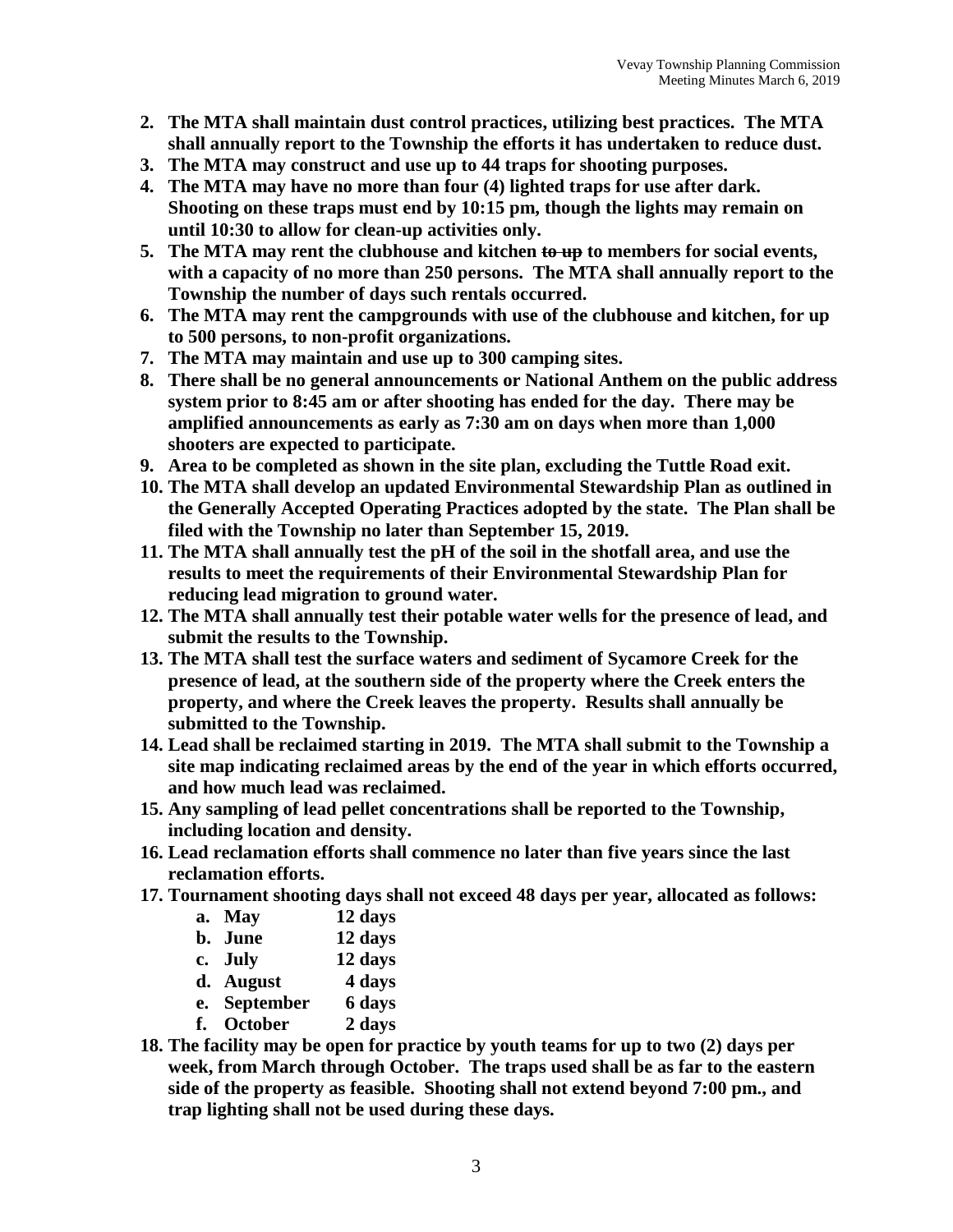2. **The MTA shall maintain dust control practices, utilizing best practices. The MTA shall annually report to the Township the efforts it has undertaken to reduce dust.**
3. **The MTA may construct and use up to 44 traps for shooting purposes.**
4. **The MTA may have no more than four (4) lighted traps for use after dark. Shooting on these traps must end by 10:15 pm, though the lights may remain on until 10:30 to allow for clean-up activities only.**
5. **The MTA may rent the clubhouse and kitchen ~~to up~~ to members for social events, with a capacity of no more than 250 persons. The MTA shall annually report to the Township the number of days such rentals occurred.**
6. **The MTA may rent the campgrounds with use of the clubhouse and kitchen, for up to 500 persons, to non-profit organizations.**
7. **The MTA may maintain and use up to 300 camping sites.**
8. **There shall be no general announcements or National Anthem on the public address system prior to 8:45 am or after shooting has ended for the day. There may be amplified announcements as early as 7:30 am on days when more than 1,000 shooters are expected to participate.**
9. **Area to be completed as shown in the site plan, excluding the Tuttle Road exit.**
10. **The MTA shall develop an updated Environmental Stewardship Plan as outlined in the Generally Accepted Operating Practices adopted by the state. The Plan shall be filed with the Township no later than September 15, 2019.**
11. **The MTA shall annually test the pH of the soil in the shotfall area, and use the results to meet the requirements of their Environmental Stewardship Plan for reducing lead migration to ground water.**
12. **The MTA shall annually test their potable water wells for the presence of lead, and submit the results to the Township.**
13. **The MTA shall test the surface waters and sediment of Sycamore Creek for the presence of lead, at the southern side of the property where the Creek enters the property, and where the Creek leaves the property. Results shall annually be submitted to the Township.**
14. **Lead shall be reclaimed starting in 2019. The MTA shall submit to the Township a site map indicating reclaimed areas by the end of the year in which efforts occurred, and how much lead was reclaimed.**
15. **Any sampling of lead pellet concentrations shall be reported to the Township, including location and density.**
16. **Lead reclamation efforts shall commence no later than five years since the last reclamation efforts.**
17. **Tournament shooting days shall not exceed 48 days per year, allocated as follows:**
    a. **May 12 days**
    b. **June 12 days**
    c. **July 12 days**
    d. **August 4 days**
    e. **September 6 days**
    f. **October 2 days**
18. **The facility may be open for practice by youth teams for up to two (2) days per week, from March through October. The traps used shall be as far to the eastern side of the property as feasible. Shooting shall not extend beyond 7:00 pm., and trap lighting shall not be used during these days.**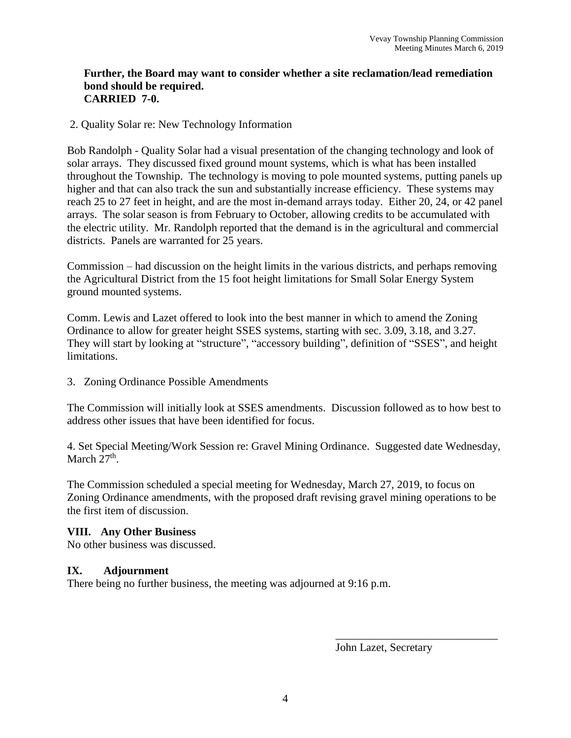**Further, the Board may want to consider whether a site reclamation/lead remediation bond should be required.**
**CARRIED 7-0.**

2. Quality Solar re: New Technology Information

Bob Randolph - Quality Solar had a visual presentation of the changing technology and look of solar arrays. They discussed fixed ground mount systems, which is what has been installed throughout the Township. The technology is moving to pole mounted systems, putting panels up higher and that can also track the sun and substantially increase efficiency. These systems may reach 25 to 27 feet in height, and are the most in-demand arrays today. Either 20, 24, or 42 panel arrays. The solar season is from February to October, allowing credits to be accumulated with the electric utility. Mr. Randolph reported that the demand is in the agricultural and commercial districts. Panels are warranted for 25 years.

Commission – had discussion on the height limits in the various districts, and perhaps removing the Agricultural District from the 15 foot height limitations for Small Solar Energy System ground mounted systems.

Comm. Lewis and Lazet offered to look into the best manner in which to amend the Zoning Ordinance to allow for greater height SSES systems, starting with sec. 3.09, 3.18, and 3.27. They will start by looking at "structure", "accessory building", definition of "SSES", and height limitations.

3. Zoning Ordinance Possible Amendments

The Commission will initially look at SSES amendments. Discussion followed as to how best to address other issues that have been identified for focus.

4. Set Special Meeting/Work Session re: Gravel Mining Ordinance. Suggested date Wednesday, March 27th.

The Commission scheduled a special meeting for Wednesday, March 27, 2019, to focus on Zoning Ordinance amendments, with the proposed draft revising gravel mining operations to be the first item of discussion.

## VIII. Any Other Business

No other business was discussed.

## IX. Adjournment

There being no further business, the meeting was adjourned at 9:16 p.m.

\_\_\_\_\_\_\_\_\_\_\_\_\_\_\_\_\_\_\_\_\_\_\_\_\_\_\_\_\_\_

John Lazet, Secretary